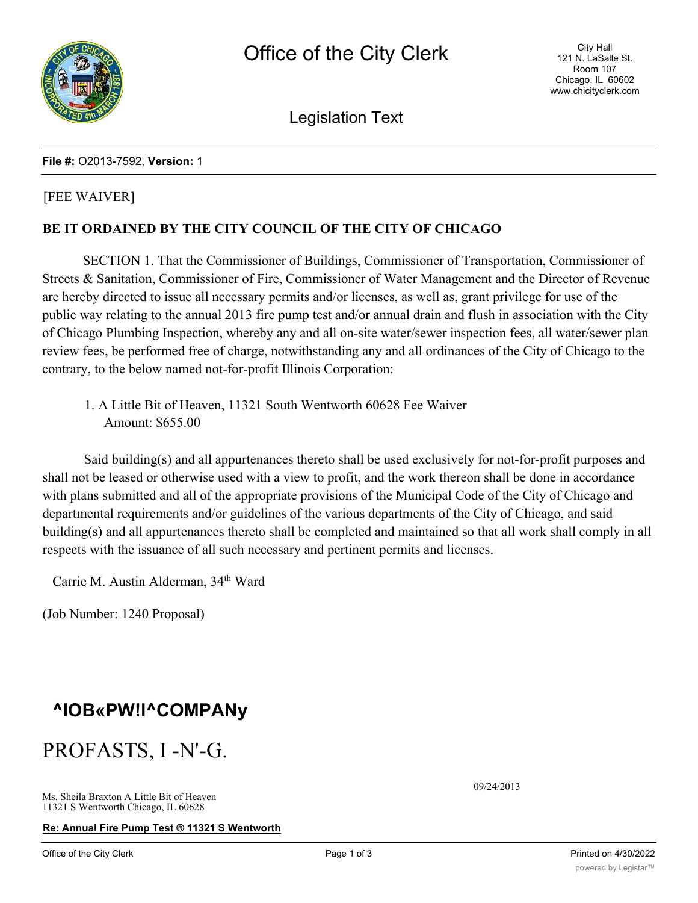File #: O2013-7592, Version: 1

[FEE WAIVER]

**BE IT ORDAINED BY THE CITY COUNCIL OF THE CITY OF CHICAGO**

SECTION 1. That the Commissioner of Buildings, Commissioner of Transportation, Commissioner of Streets & Sanitation, Commissioner of Fire, Commissioner of Water Management and the Director of Revenue are hereby directed to issue all necessary permits and/or licenses, as well as, grant privilege for use of the public way relating to the annual 2013 fire pump test and/or annual drain and flush in association with the City of Chicago Plumbing Inspection, whereby any and all on-site water/sewer inspection fees, all water/sewer plan review fees, be performed free of charge, notwithstanding any and all ordinances of the City of Chicago to the contrary, to the below named not-for-profit Illinois Corporation:

1. A Little Bit of Heaven, 11321 South Wentworth 60628 Fee Waiver Amount: $655.00

Said building(s) and all appurtenances thereto shall be used exclusively for not-for-profit purposes and shall not be leased or otherwise used with a view to profit, and the work thereon shall be done in accordance with plans submitted and all of the appropriate provisions of the Municipal Code of the City of Chicago and departmental requirements and/or guidelines of the various departments of the City of Chicago, and said building(s) and all appurtenances thereto shall be completed and maintained so that all work shall comply in all respects with the issuance of all such necessary and pertinent permits and licenses.

Carrie M. Austin Alderman, 34th Ward

(Job Number: 1240 Proposal)

**^IOB«PW!I^COMPANy**

PROFASTS, I -N'-G.

09/24/2013

Ms. Sheila Braxton A Little Bit of Heaven
11321 S Wentworth Chicago, IL 60628

**Re: Annual Fire Pump Test ® 11321 S Wentworth**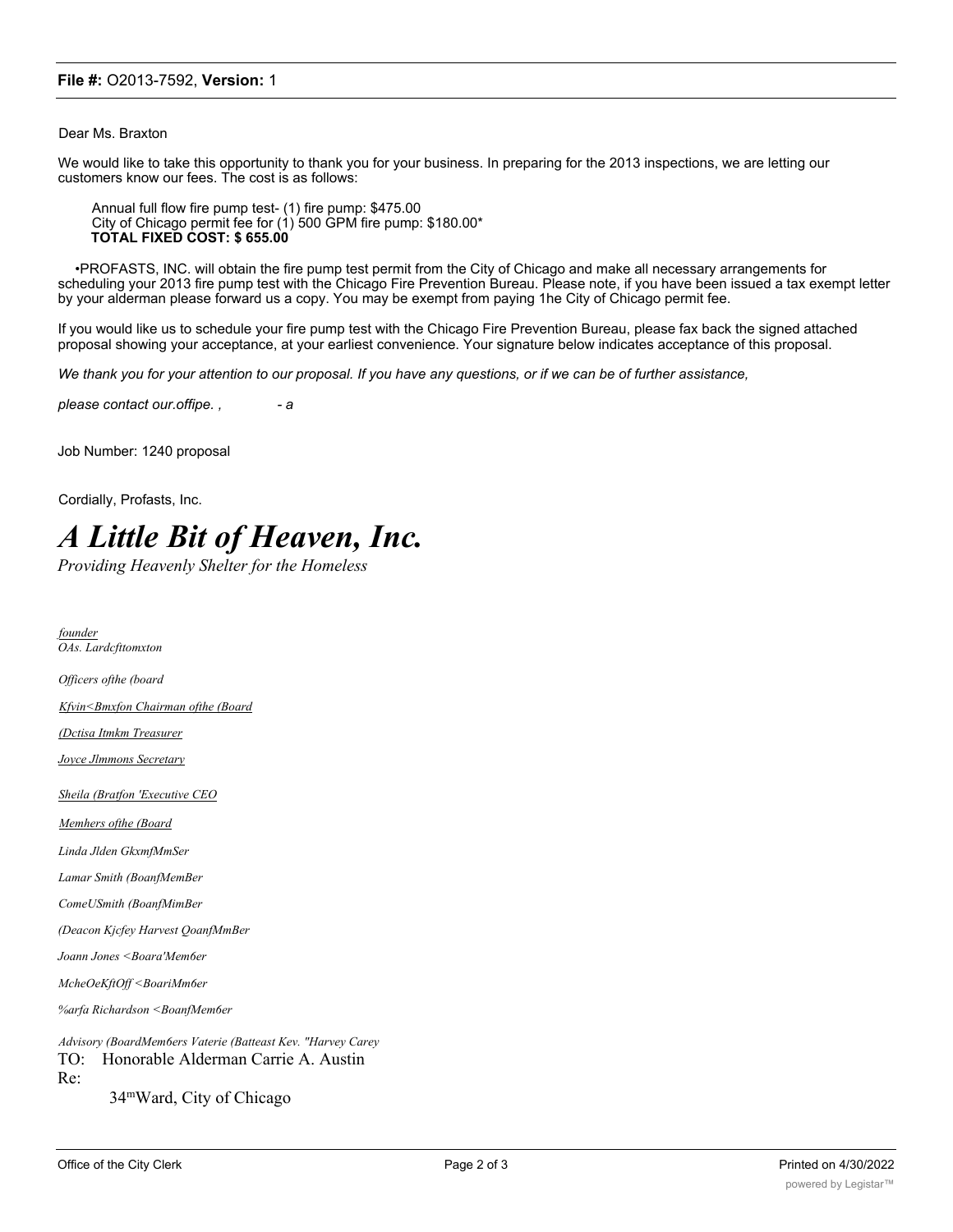Dear Ms. Braxton

We would like to take this opportunity to thank you for your business. In preparing for the 2013 inspections, we are letting our customers know our fees. The cost is as follows:

Annual full flow fire pump test- (1) fire pump: $475.00
City of Chicago permit fee for (1) 500 GPM fire pump: $180.00*
**TOTAL FIXED COST: $ 655.00**

•PROFASTS, INC. will obtain the fire pump test permit from the City of Chicago and make all necessary arrangements for scheduling your 2013 fire pump test with the Chicago Fire Prevention Bureau. Please note, if you have been issued a tax exempt letter by your alderman please forward us a copy. You may be exempt from paying 1he City of Chicago permit fee.

If you would like us to schedule your fire pump test with the Chicago Fire Prevention Bureau, please fax back the signed attached proposal showing your acceptance, at your earliest convenience. Your signature below indicates acceptance of this proposal.

*We thank you for your attention to our proposal. If you have any questions, or if we can be of further assistance,*

*please contact our.offipe. , - a*

Job Number: 1240 proposal

Cordially, Profasts, Inc.

# *A Little Bit of Heaven, Inc.*

*Providing Heavenly Shelter for the Homeless*

*founder*
*OAs. Lardcfttomxton*

*Officers ofthe (board*

*Kfvin<Bmxfon Chairman ofthe (Board*

*(Dctisa Itmkm Treasurer*

*Joyce Jlmmons Secretary*

*Sheila (Bratfon 'Executive CEO*

*Memhers ofthe (Board*

*Linda Jlden GkxmfMmSer*

*Lamar Smith (BoanfMemBer*

*ComeUSmith (BoanfMimBer*

*(Deacon Kjcfey Harvest QoanfMmBer*

*Joann Jones <Boara'Mem6er*

*McheOeKftOff <BoariMm6er*

*%arfa Richardson <BoanfMem6er*

*Advisory (BoardMem6ers Vaterie (Batteast Kev. "Harvey Carey*

TO: Honorable Alderman Carrie A. Austin

Re:

34[th] Ward, City of Chicago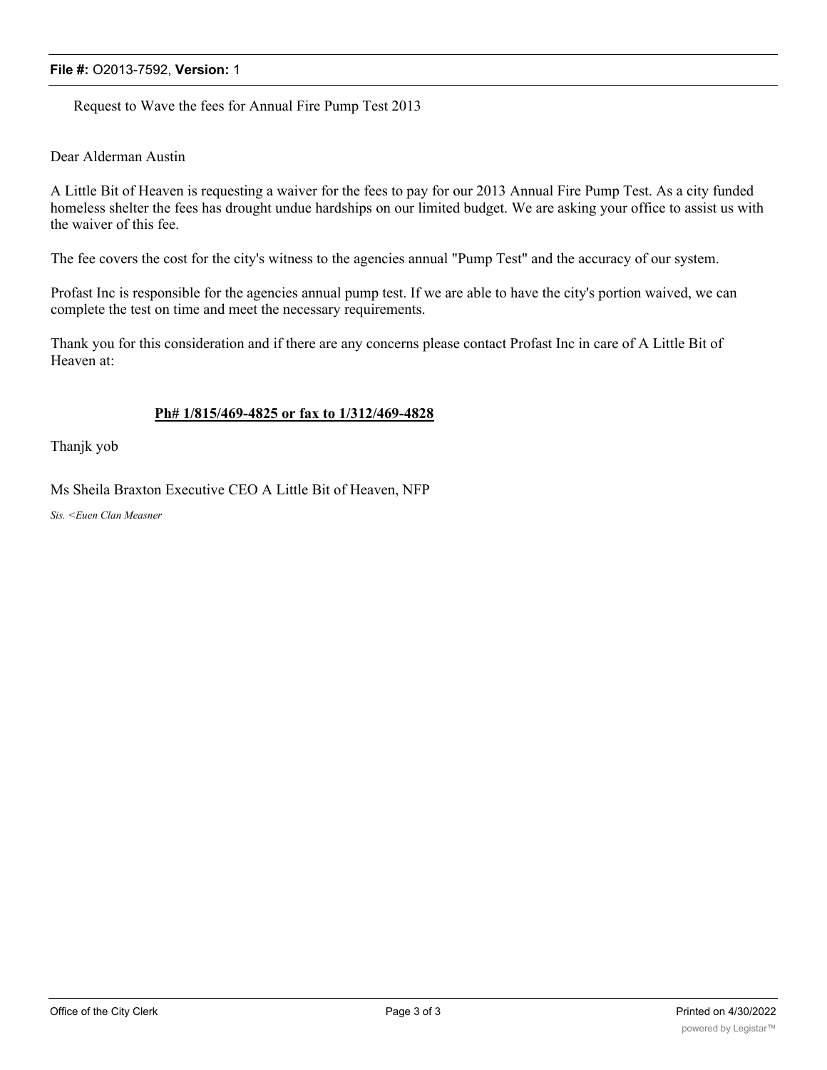Request to Wave the fees for Annual Fire Pump Test 2013

Dear Alderman Austin

A Little Bit of Heaven is requesting a waiver for the fees to pay for our 2013 Annual Fire Pump Test. As a city funded homeless shelter the fees has drought undue hardships on our limited budget. We are asking your office to assist us with the waiver of this fee.

The fee covers the cost for the city's witness to the agencies annual "Pump Test" and the accuracy of our system.

Profast Inc is responsible for the agencies annual pump test. If we are able to have the city's portion waived, we can complete the test on time and meet the necessary requirements.

Thank you for this consideration and if there are any concerns please contact Profast Inc in care of A Little Bit of Heaven at:

**Ph# 1/815/469-4825 or fax to 1/312/469-4828**

Thanjk yob

Ms Sheila Braxton Executive CEO A Little Bit of Heaven, NFP

*Sis. <Euen Clan Measner*